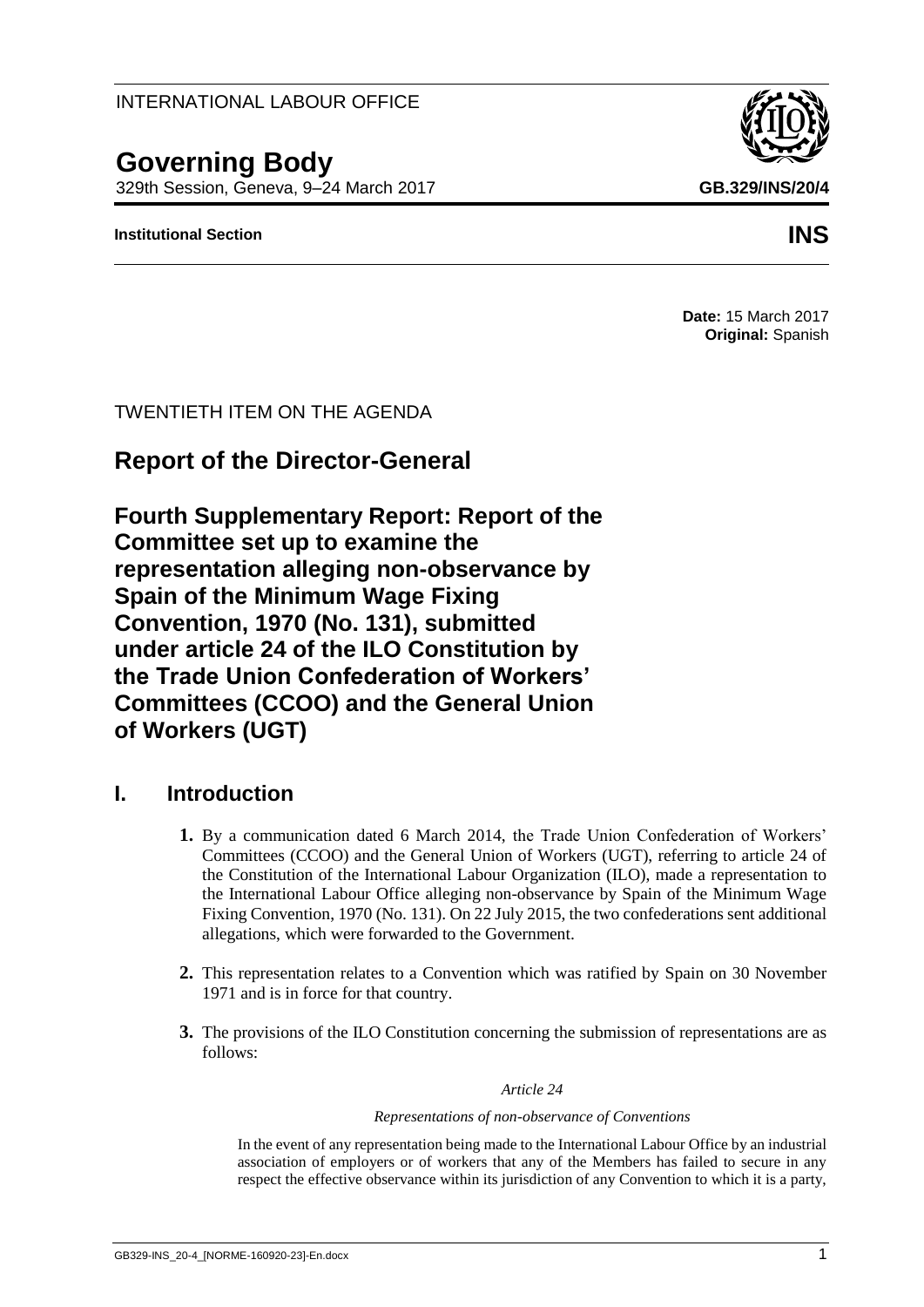INTERNATIONAL LABOUR OFFICE

# Governing Body

329th Session, Geneva, 9–24 March 2017

**GB.329/INS/20/4**

**Institutional Section**

**INS**

**Date:** 15 March 2017
**Original:** Spanish

TWENTIETH ITEM ON THE AGENDA

## Report of the Director-General

## Fourth Supplementary Report: Report of the Committee set up to examine the representation alleging non-observance by Spain of the Minimum Wage Fixing Convention, 1970 (No. 131), submitted under article 24 of the ILO Constitution by the Trade Union Confederation of Workers' Committees (CCOO) and the General Union of Workers (UGT)

## I. Introduction

**1.** By a communication dated 6 March 2014, the Trade Union Confederation of Workers' Committees (CCOO) and the General Union of Workers (UGT), referring to article 24 of the Constitution of the International Labour Organization (ILO), made a representation to the International Labour Office alleging non-observance by Spain of the Minimum Wage Fixing Convention, 1970 (No. 131). On 22 July 2015, the two confederations sent additional allegations, which were forwarded to the Government.

**2.** This representation relates to a Convention which was ratified by Spain on 30 November 1971 and is in force for that country.

**3.** The provisions of the ILO Constitution concerning the submission of representations are as follows:

*Article 24*

*Representations of non-observance of Conventions*

In the event of any representation being made to the International Labour Office by an industrial association of employers or of workers that any of the Members has failed to secure in any respect the effective observance within its jurisdiction of any Convention to which it is a party,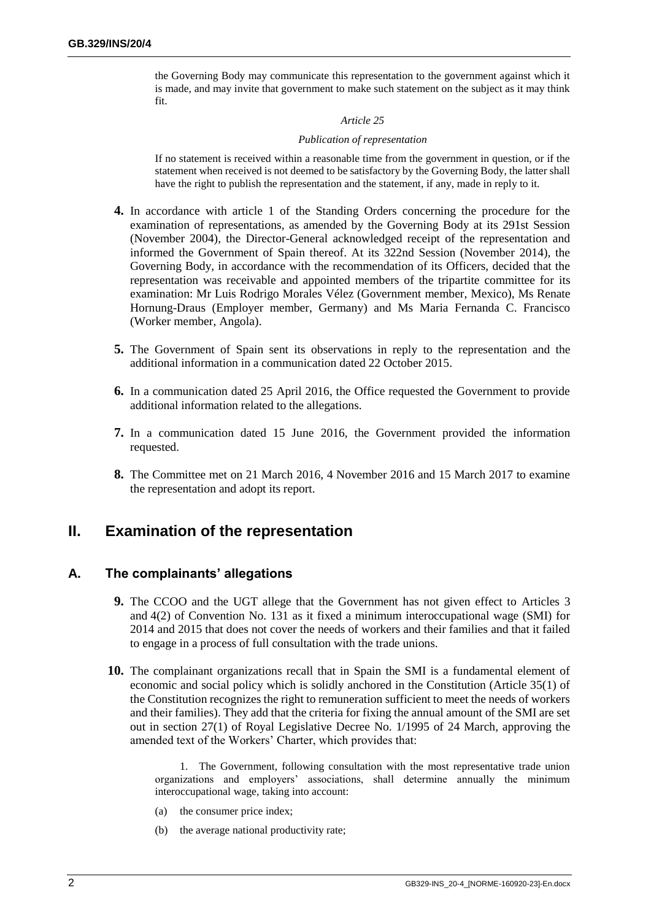the Governing Body may communicate this representation to the government against which it is made, and may invite that government to make such statement on the subject as it may think fit.

*Article 25*

*Publication of representation*

If no statement is received within a reasonable time from the government in question, or if the statement when received is not deemed to be satisfactory by the Governing Body, the latter shall have the right to publish the representation and the statement, if any, made in reply to it.

**4.** In accordance with article 1 of the Standing Orders concerning the procedure for the examination of representations, as amended by the Governing Body at its 291st Session (November 2004), the Director-General acknowledged receipt of the representation and informed the Government of Spain thereof. At its 322nd Session (November 2014), the Governing Body, in accordance with the recommendation of its Officers, decided that the representation was receivable and appointed members of the tripartite committee for its examination: Mr Luis Rodrigo Morales Vélez (Government member, Mexico), Ms Renate Hornung-Draus (Employer member, Germany) and Ms Maria Fernanda C. Francisco (Worker member, Angola).

**5.** The Government of Spain sent its observations in reply to the representation and the additional information in a communication dated 22 October 2015.

**6.** In a communication dated 25 April 2016, the Office requested the Government to provide additional information related to the allegations.

**7.** In a communication dated 15 June 2016, the Government provided the information requested.

**8.** The Committee met on 21 March 2016, 4 November 2016 and 15 March 2017 to examine the representation and adopt its report.

## II. Examination of the representation

### A. The complainants' allegations

**9.** The CCOO and the UGT allege that the Government has not given effect to Articles 3 and 4(2) of Convention No. 131 as it fixed a minimum interoccupational wage (SMI) for 2014 and 2015 that does not cover the needs of workers and their families and that it failed to engage in a process of full consultation with the trade unions.

**10.** The complainant organizations recall that in Spain the SMI is a fundamental element of economic and social policy which is solidly anchored in the Constitution (Article 35(1) of the Constitution recognizes the right to remuneration sufficient to meet the needs of workers and their families). They add that the criteria for fixing the annual amount of the SMI are set out in section 27(1) of Royal Legislative Decree No. 1/1995 of 24 March, approving the amended text of the Workers' Charter, which provides that:

1. The Government, following consultation with the most representative trade union organizations and employers' associations, shall determine annually the minimum interoccupational wage, taking into account:

(a) the consumer price index;

(b) the average national productivity rate;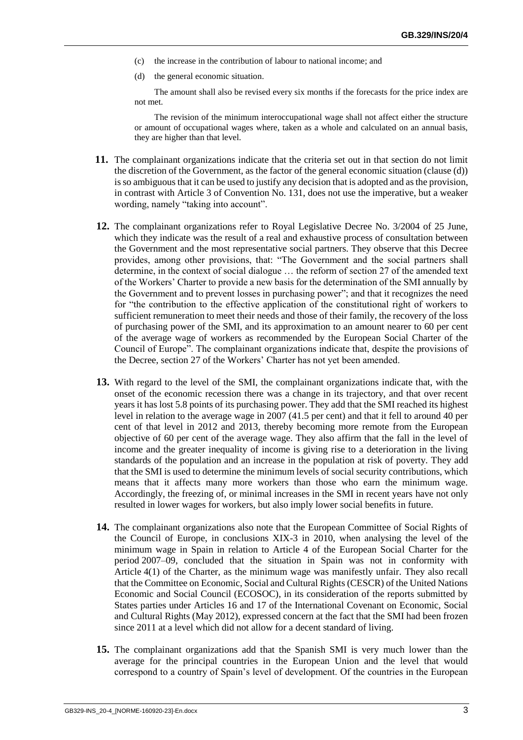(c) the increase in the contribution of labour to national income; and

(d) the general economic situation.

The amount shall also be revised every six months if the forecasts for the price index are not met.

The revision of the minimum interoccupational wage shall not affect either the structure or amount of occupational wages where, taken as a whole and calculated on an annual basis, they are higher than that level.

**11.** The complainant organizations indicate that the criteria set out in that section do not limit the discretion of the Government, as the factor of the general economic situation (clause (d)) is so ambiguous that it can be used to justify any decision that is adopted and as the provision, in contrast with Article 3 of Convention No. 131, does not use the imperative, but a weaker wording, namely "taking into account".

**12.** The complainant organizations refer to Royal Legislative Decree No. 3/2004 of 25 June, which they indicate was the result of a real and exhaustive process of consultation between the Government and the most representative social partners. They observe that this Decree provides, among other provisions, that: "The Government and the social partners shall determine, in the context of social dialogue … the reform of section 27 of the amended text of the Workers' Charter to provide a new basis for the determination of the SMI annually by the Government and to prevent losses in purchasing power"; and that it recognizes the need for "the contribution to the effective application of the constitutional right of workers to sufficient remuneration to meet their needs and those of their family, the recovery of the loss of purchasing power of the SMI, and its approximation to an amount nearer to 60 per cent of the average wage of workers as recommended by the European Social Charter of the Council of Europe". The complainant organizations indicate that, despite the provisions of the Decree, section 27 of the Workers' Charter has not yet been amended.

**13.** With regard to the level of the SMI, the complainant organizations indicate that, with the onset of the economic recession there was a change in its trajectory, and that over recent years it has lost 5.8 points of its purchasing power. They add that the SMI reached its highest level in relation to the average wage in 2007 (41.5 per cent) and that it fell to around 40 per cent of that level in 2012 and 2013, thereby becoming more remote from the European objective of 60 per cent of the average wage. They also affirm that the fall in the level of income and the greater inequality of income is giving rise to a deterioration in the living standards of the population and an increase in the population at risk of poverty. They add that the SMI is used to determine the minimum levels of social security contributions, which means that it affects many more workers than those who earn the minimum wage. Accordingly, the freezing of, or minimal increases in the SMI in recent years have not only resulted in lower wages for workers, but also imply lower social benefits in future.

**14.** The complainant organizations also note that the European Committee of Social Rights of the Council of Europe, in conclusions XIX-3 in 2010, when analysing the level of the minimum wage in Spain in relation to Article 4 of the European Social Charter for the period 2007–09, concluded that the situation in Spain was not in conformity with Article 4(1) of the Charter, as the minimum wage was manifestly unfair. They also recall that the Committee on Economic, Social and Cultural Rights (CESCR) of the United Nations Economic and Social Council (ECOSOC), in its consideration of the reports submitted by States parties under Articles 16 and 17 of the International Covenant on Economic, Social and Cultural Rights (May 2012), expressed concern at the fact that the SMI had been frozen since 2011 at a level which did not allow for a decent standard of living.

**15.** The complainant organizations add that the Spanish SMI is very much lower than the average for the principal countries in the European Union and the level that would correspond to a country of Spain's level of development. Of the countries in the European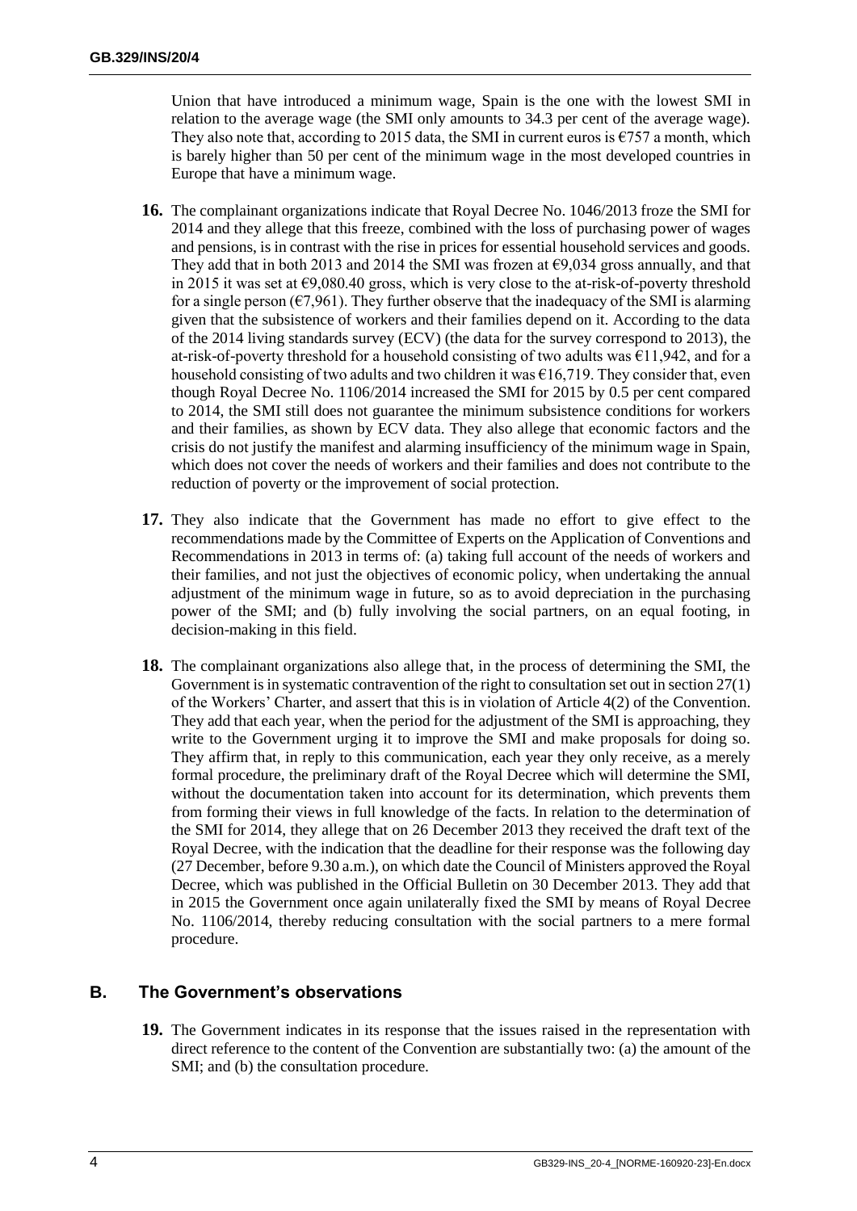Union that have introduced a minimum wage, Spain is the one with the lowest SMI in relation to the average wage (the SMI only amounts to 34.3 per cent of the average wage). They also note that, according to 2015 data, the SMI in current euros is €757 a month, which is barely higher than 50 per cent of the minimum wage in the most developed countries in Europe that have a minimum wage.

**16.** The complainant organizations indicate that Royal Decree No. 1046/2013 froze the SMI for 2014 and they allege that this freeze, combined with the loss of purchasing power of wages and pensions, is in contrast with the rise in prices for essential household services and goods. They add that in both 2013 and 2014 the SMI was frozen at €9,034 gross annually, and that in 2015 it was set at €9,080.40 gross, which is very close to the at-risk-of-poverty threshold for a single person (€7,961). They further observe that the inadequacy of the SMI is alarming given that the subsistence of workers and their families depend on it. According to the data of the 2014 living standards survey (ECV) (the data for the survey correspond to 2013), the at-risk-of-poverty threshold for a household consisting of two adults was €11,942, and for a household consisting of two adults and two children it was €16,719. They consider that, even though Royal Decree No. 1106/2014 increased the SMI for 2015 by 0.5 per cent compared to 2014, the SMI still does not guarantee the minimum subsistence conditions for workers and their families, as shown by ECV data. They also allege that economic factors and the crisis do not justify the manifest and alarming insufficiency of the minimum wage in Spain, which does not cover the needs of workers and their families and does not contribute to the reduction of poverty or the improvement of social protection.

**17.** They also indicate that the Government has made no effort to give effect to the recommendations made by the Committee of Experts on the Application of Conventions and Recommendations in 2013 in terms of: (a) taking full account of the needs of workers and their families, and not just the objectives of economic policy, when undertaking the annual adjustment of the minimum wage in future, so as to avoid depreciation in the purchasing power of the SMI; and (b) fully involving the social partners, on an equal footing, in decision-making in this field.

**18.** The complainant organizations also allege that, in the process of determining the SMI, the Government is in systematic contravention of the right to consultation set out in section 27(1) of the Workers' Charter, and assert that this is in violation of Article 4(2) of the Convention. They add that each year, when the period for the adjustment of the SMI is approaching, they write to the Government urging it to improve the SMI and make proposals for doing so. They affirm that, in reply to this communication, each year they only receive, as a merely formal procedure, the preliminary draft of the Royal Decree which will determine the SMI, without the documentation taken into account for its determination, which prevents them from forming their views in full knowledge of the facts. In relation to the determination of the SMI for 2014, they allege that on 26 December 2013 they received the draft text of the Royal Decree, with the indication that the deadline for their response was the following day (27 December, before 9.30 a.m.), on which date the Council of Ministers approved the Royal Decree, which was published in the Official Bulletin on 30 December 2013. They add that in 2015 the Government once again unilaterally fixed the SMI by means of Royal Decree No. 1106/2014, thereby reducing consultation with the social partners to a mere formal procedure.

## B. The Government's observations

**19.** The Government indicates in its response that the issues raised in the representation with direct reference to the content of the Convention are substantially two: (a) the amount of the SMI; and (b) the consultation procedure.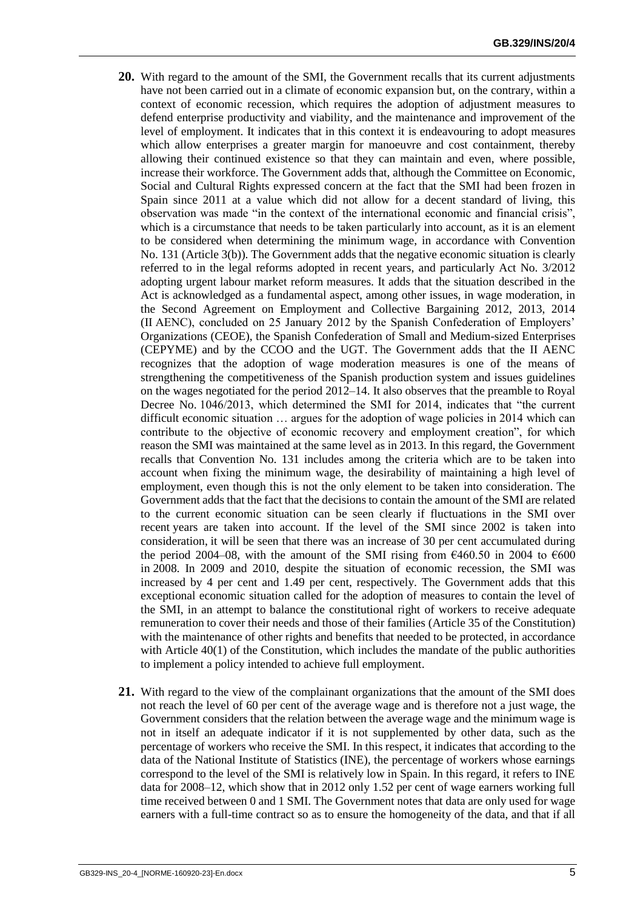**20.** With regard to the amount of the SMI, the Government recalls that its current adjustments have not been carried out in a climate of economic expansion but, on the contrary, within a context of economic recession, which requires the adoption of adjustment measures to defend enterprise productivity and viability, and the maintenance and improvement of the level of employment. It indicates that in this context it is endeavouring to adopt measures which allow enterprises a greater margin for manoeuvre and cost containment, thereby allowing their continued existence so that they can maintain and even, where possible, increase their workforce. The Government adds that, although the Committee on Economic, Social and Cultural Rights expressed concern at the fact that the SMI had been frozen in Spain since 2011 at a value which did not allow for a decent standard of living, this observation was made "in the context of the international economic and financial crisis", which is a circumstance that needs to be taken particularly into account, as it is an element to be considered when determining the minimum wage, in accordance with Convention No. 131 (Article 3(b)). The Government adds that the negative economic situation is clearly referred to in the legal reforms adopted in recent years, and particularly Act No. 3/2012 adopting urgent labour market reform measures. It adds that the situation described in the Act is acknowledged as a fundamental aspect, among other issues, in wage moderation, in the Second Agreement on Employment and Collective Bargaining 2012, 2013, 2014 (II AENC), concluded on 25 January 2012 by the Spanish Confederation of Employers' Organizations (CEOE), the Spanish Confederation of Small and Medium-sized Enterprises (CEPYME) and by the CCOO and the UGT. The Government adds that the II AENC recognizes that the adoption of wage moderation measures is one of the means of strengthening the competitiveness of the Spanish production system and issues guidelines on the wages negotiated for the period 2012–14. It also observes that the preamble to Royal Decree No. 1046/2013, which determined the SMI for 2014, indicates that "the current difficult economic situation … argues for the adoption of wage policies in 2014 which can contribute to the objective of economic recovery and employment creation", for which reason the SMI was maintained at the same level as in 2013. In this regard, the Government recalls that Convention No. 131 includes among the criteria which are to be taken into account when fixing the minimum wage, the desirability of maintaining a high level of employment, even though this is not the only element to be taken into consideration. The Government adds that the fact that the decisions to contain the amount of the SMI are related to the current economic situation can be seen clearly if fluctuations in the SMI over recent years are taken into account. If the level of the SMI since 2002 is taken into consideration, it will be seen that there was an increase of 30 per cent accumulated during the period 2004–08, with the amount of the SMI rising from €460.50 in 2004 to €600 in 2008. In 2009 and 2010, despite the situation of economic recession, the SMI was increased by 4 per cent and 1.49 per cent, respectively. The Government adds that this exceptional economic situation called for the adoption of measures to contain the level of the SMI, in an attempt to balance the constitutional right of workers to receive adequate remuneration to cover their needs and those of their families (Article 35 of the Constitution) with the maintenance of other rights and benefits that needed to be protected, in accordance with Article 40(1) of the Constitution, which includes the mandate of the public authorities to implement a policy intended to achieve full employment.

**21.** With regard to the view of the complainant organizations that the amount of the SMI does not reach the level of 60 per cent of the average wage and is therefore not a just wage, the Government considers that the relation between the average wage and the minimum wage is not in itself an adequate indicator if it is not supplemented by other data, such as the percentage of workers who receive the SMI. In this respect, it indicates that according to the data of the National Institute of Statistics (INE), the percentage of workers whose earnings correspond to the level of the SMI is relatively low in Spain. In this regard, it refers to INE data for 2008–12, which show that in 2012 only 1.52 per cent of wage earners working full time received between 0 and 1 SMI. The Government notes that data are only used for wage earners with a full-time contract so as to ensure the homogeneity of the data, and that if all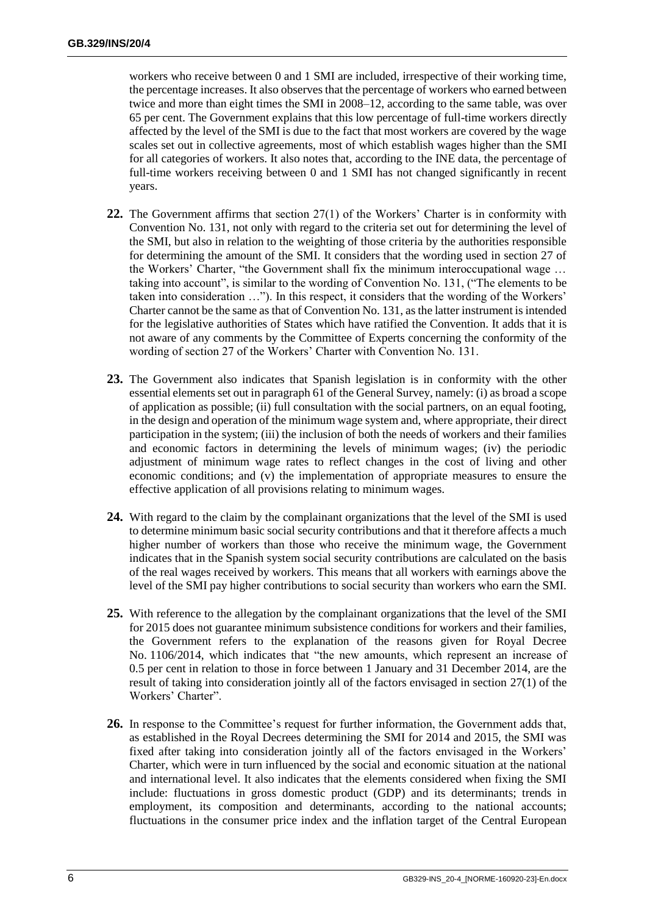workers who receive between 0 and 1 SMI are included, irrespective of their working time, the percentage increases. It also observes that the percentage of workers who earned between twice and more than eight times the SMI in 2008–12, according to the same table, was over 65 per cent. The Government explains that this low percentage of full-time workers directly affected by the level of the SMI is due to the fact that most workers are covered by the wage scales set out in collective agreements, most of which establish wages higher than the SMI for all categories of workers. It also notes that, according to the INE data, the percentage of full-time workers receiving between 0 and 1 SMI has not changed significantly in recent years.

**22.** The Government affirms that section 27(1) of the Workers' Charter is in conformity with Convention No. 131, not only with regard to the criteria set out for determining the level of the SMI, but also in relation to the weighting of those criteria by the authorities responsible for determining the amount of the SMI. It considers that the wording used in section 27 of the Workers' Charter, "the Government shall fix the minimum interoccupational wage … taking into account", is similar to the wording of Convention No. 131, ("The elements to be taken into consideration …"). In this respect, it considers that the wording of the Workers' Charter cannot be the same as that of Convention No. 131, as the latter instrument is intended for the legislative authorities of States which have ratified the Convention. It adds that it is not aware of any comments by the Committee of Experts concerning the conformity of the wording of section 27 of the Workers' Charter with Convention No. 131.

**23.** The Government also indicates that Spanish legislation is in conformity with the other essential elements set out in paragraph 61 of the General Survey, namely: (i) as broad a scope of application as possible; (ii) full consultation with the social partners, on an equal footing, in the design and operation of the minimum wage system and, where appropriate, their direct participation in the system; (iii) the inclusion of both the needs of workers and their families and economic factors in determining the levels of minimum wages; (iv) the periodic adjustment of minimum wage rates to reflect changes in the cost of living and other economic conditions; and (v) the implementation of appropriate measures to ensure the effective application of all provisions relating to minimum wages.

**24.** With regard to the claim by the complainant organizations that the level of the SMI is used to determine minimum basic social security contributions and that it therefore affects a much higher number of workers than those who receive the minimum wage, the Government indicates that in the Spanish system social security contributions are calculated on the basis of the real wages received by workers. This means that all workers with earnings above the level of the SMI pay higher contributions to social security than workers who earn the SMI.

**25.** With reference to the allegation by the complainant organizations that the level of the SMI for 2015 does not guarantee minimum subsistence conditions for workers and their families, the Government refers to the explanation of the reasons given for Royal Decree No. 1106/2014, which indicates that "the new amounts, which represent an increase of 0.5 per cent in relation to those in force between 1 January and 31 December 2014, are the result of taking into consideration jointly all of the factors envisaged in section 27(1) of the Workers' Charter".

**26.** In response to the Committee's request for further information, the Government adds that, as established in the Royal Decrees determining the SMI for 2014 and 2015, the SMI was fixed after taking into consideration jointly all of the factors envisaged in the Workers' Charter, which were in turn influenced by the social and economic situation at the national and international level. It also indicates that the elements considered when fixing the SMI include: fluctuations in gross domestic product (GDP) and its determinants; trends in employment, its composition and determinants, according to the national accounts; fluctuations in the consumer price index and the inflation target of the Central European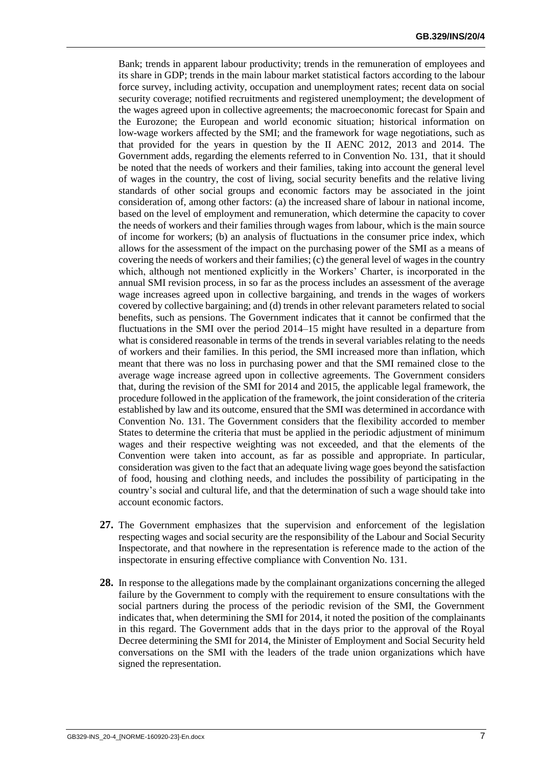Bank; trends in apparent labour productivity; trends in the remuneration of employees and its share in GDP; trends in the main labour market statistical factors according to the labour force survey, including activity, occupation and unemployment rates; recent data on social security coverage; notified recruitments and registered unemployment; the development of the wages agreed upon in collective agreements; the macroeconomic forecast for Spain and the Eurozone; the European and world economic situation; historical information on low-wage workers affected by the SMI; and the framework for wage negotiations, such as that provided for the years in question by the II AENC 2012, 2013 and 2014. The Government adds, regarding the elements referred to in Convention No. 131, that it should be noted that the needs of workers and their families, taking into account the general level of wages in the country, the cost of living, social security benefits and the relative living standards of other social groups and economic factors may be associated in the joint consideration of, among other factors: (a) the increased share of labour in national income, based on the level of employment and remuneration, which determine the capacity to cover the needs of workers and their families through wages from labour, which is the main source of income for workers; (b) an analysis of fluctuations in the consumer price index, which allows for the assessment of the impact on the purchasing power of the SMI as a means of covering the needs of workers and their families; (c) the general level of wages in the country which, although not mentioned explicitly in the Workers' Charter, is incorporated in the annual SMI revision process, in so far as the process includes an assessment of the average wage increases agreed upon in collective bargaining, and trends in the wages of workers covered by collective bargaining; and (d) trends in other relevant parameters related to social benefits, such as pensions. The Government indicates that it cannot be confirmed that the fluctuations in the SMI over the period 2014–15 might have resulted in a departure from what is considered reasonable in terms of the trends in several variables relating to the needs of workers and their families. In this period, the SMI increased more than inflation, which meant that there was no loss in purchasing power and that the SMI remained close to the average wage increase agreed upon in collective agreements. The Government considers that, during the revision of the SMI for 2014 and 2015, the applicable legal framework, the procedure followed in the application of the framework, the joint consideration of the criteria established by law and its outcome, ensured that the SMI was determined in accordance with Convention No. 131. The Government considers that the flexibility accorded to member States to determine the criteria that must be applied in the periodic adjustment of minimum wages and their respective weighting was not exceeded, and that the elements of the Convention were taken into account, as far as possible and appropriate. In particular, consideration was given to the fact that an adequate living wage goes beyond the satisfaction of food, housing and clothing needs, and includes the possibility of participating in the country's social and cultural life, and that the determination of such a wage should take into account economic factors.

**27.** The Government emphasizes that the supervision and enforcement of the legislation respecting wages and social security are the responsibility of the Labour and Social Security Inspectorate, and that nowhere in the representation is reference made to the action of the inspectorate in ensuring effective compliance with Convention No. 131.

**28.** In response to the allegations made by the complainant organizations concerning the alleged failure by the Government to comply with the requirement to ensure consultations with the social partners during the process of the periodic revision of the SMI, the Government indicates that, when determining the SMI for 2014, it noted the position of the complainants in this regard. The Government adds that in the days prior to the approval of the Royal Decree determining the SMI for 2014, the Minister of Employment and Social Security held conversations on the SMI with the leaders of the trade union organizations which have signed the representation.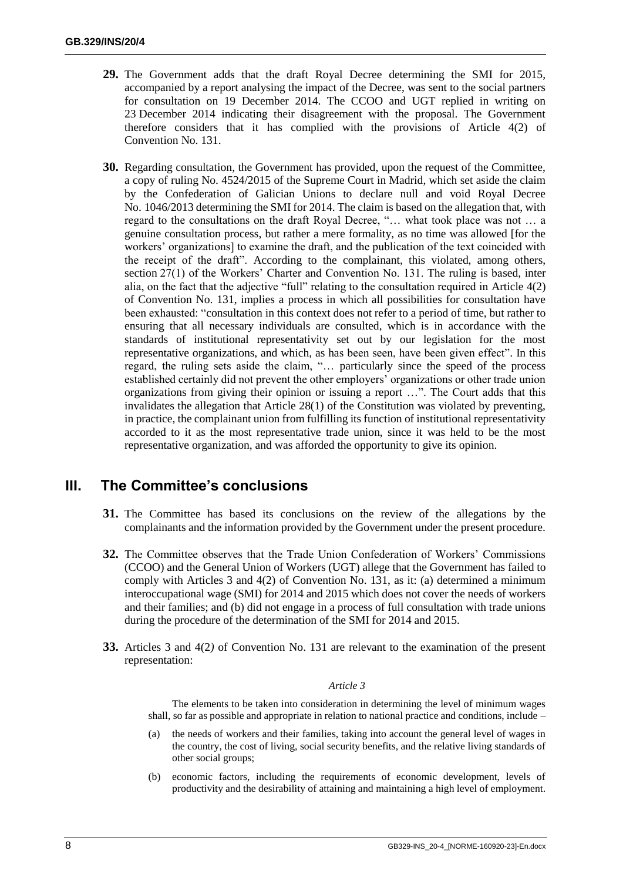**29.** The Government adds that the draft Royal Decree determining the SMI for 2015, accompanied by a report analysing the impact of the Decree, was sent to the social partners for consultation on 19 December 2014. The CCOO and UGT replied in writing on 23 December 2014 indicating their disagreement with the proposal. The Government therefore considers that it has complied with the provisions of Article 4(2) of Convention No. 131.

**30.** Regarding consultation, the Government has provided, upon the request of the Committee, a copy of ruling No. 4524/2015 of the Supreme Court in Madrid, which set aside the claim by the Confederation of Galician Unions to declare null and void Royal Decree No. 1046/2013 determining the SMI for 2014. The claim is based on the allegation that, with regard to the consultations on the draft Royal Decree, "… what took place was not … a genuine consultation process, but rather a mere formality, as no time was allowed [for the workers' organizations] to examine the draft, and the publication of the text coincided with the receipt of the draft". According to the complainant, this violated, among others, section 27(1) of the Workers' Charter and Convention No. 131. The ruling is based, inter alia, on the fact that the adjective "full" relating to the consultation required in Article 4(2) of Convention No. 131, implies a process in which all possibilities for consultation have been exhausted: "consultation in this context does not refer to a period of time, but rather to ensuring that all necessary individuals are consulted, which is in accordance with the standards of institutional representativity set out by our legislation for the most representative organizations, and which, as has been seen, have been given effect". In this regard, the ruling sets aside the claim, "… particularly since the speed of the process established certainly did not prevent the other employers' organizations or other trade union organizations from giving their opinion or issuing a report …". The Court adds that this invalidates the allegation that Article 28(1) of the Constitution was violated by preventing, in practice, the complainant union from fulfilling its function of institutional representativity accorded to it as the most representative trade union, since it was held to be the most representative organization, and was afforded the opportunity to give its opinion.

## III. The Committee's conclusions

**31.** The Committee has based its conclusions on the review of the allegations by the complainants and the information provided by the Government under the present procedure.

**32.** The Committee observes that the Trade Union Confederation of Workers' Commissions (CCOO) and the General Union of Workers (UGT) allege that the Government has failed to comply with Articles 3 and 4(2) of Convention No. 131, as it: (a) determined a minimum interoccupational wage (SMI) for 2014 and 2015 which does not cover the needs of workers and their families; and (b) did not engage in a process of full consultation with trade unions during the procedure of the determination of the SMI for 2014 and 2015.

**33.** Articles 3 and 4(2) of Convention No. 131 are relevant to the examination of the present representation:

*Article 3*

The elements to be taken into consideration in determining the level of minimum wages shall, so far as possible and appropriate in relation to national practice and conditions, include –

(a) the needs of workers and their families, taking into account the general level of wages in the country, the cost of living, social security benefits, and the relative living standards of other social groups;

(b) economic factors, including the requirements of economic development, levels of productivity and the desirability of attaining and maintaining a high level of employment.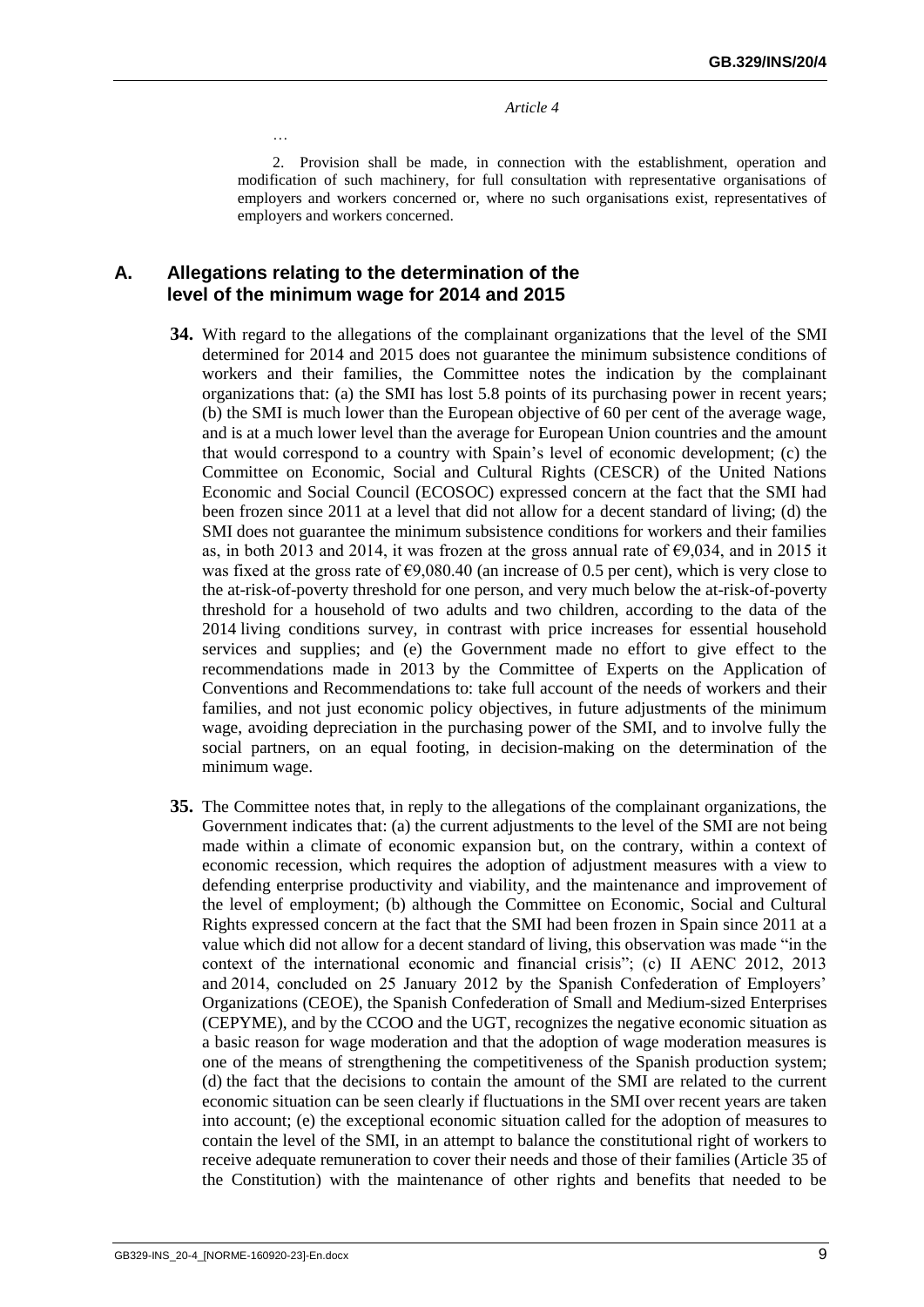*Article 4*

…

2. Provision shall be made, in connection with the establishment, operation and modification of such machinery, for full consultation with representative organisations of employers and workers concerned or, where no such organisations exist, representatives of employers and workers concerned.

## A. Allegations relating to the determination of the level of the minimum wage for 2014 and 2015

**34.** With regard to the allegations of the complainant organizations that the level of the SMI determined for 2014 and 2015 does not guarantee the minimum subsistence conditions of workers and their families, the Committee notes the indication by the complainant organizations that: (a) the SMI has lost 5.8 points of its purchasing power in recent years; (b) the SMI is much lower than the European objective of 60 per cent of the average wage, and is at a much lower level than the average for European Union countries and the amount that would correspond to a country with Spain's level of economic development; (c) the Committee on Economic, Social and Cultural Rights (CESCR) of the United Nations Economic and Social Council (ECOSOC) expressed concern at the fact that the SMI had been frozen since 2011 at a level that did not allow for a decent standard of living; (d) the SMI does not guarantee the minimum subsistence conditions for workers and their families as, in both 2013 and 2014, it was frozen at the gross annual rate of €9,034, and in 2015 it was fixed at the gross rate of €9,080.40 (an increase of 0.5 per cent), which is very close to the at-risk-of-poverty threshold for one person, and very much below the at-risk-of-poverty threshold for a household of two adults and two children, according to the data of the 2014 living conditions survey, in contrast with price increases for essential household services and supplies; and (e) the Government made no effort to give effect to the recommendations made in 2013 by the Committee of Experts on the Application of Conventions and Recommendations to: take full account of the needs of workers and their families, and not just economic policy objectives, in future adjustments of the minimum wage, avoiding depreciation in the purchasing power of the SMI, and to involve fully the social partners, on an equal footing, in decision-making on the determination of the minimum wage.

**35.** The Committee notes that, in reply to the allegations of the complainant organizations, the Government indicates that: (a) the current adjustments to the level of the SMI are not being made within a climate of economic expansion but, on the contrary, within a context of economic recession, which requires the adoption of adjustment measures with a view to defending enterprise productivity and viability, and the maintenance and improvement of the level of employment; (b) although the Committee on Economic, Social and Cultural Rights expressed concern at the fact that the SMI had been frozen in Spain since 2011 at a value which did not allow for a decent standard of living, this observation was made "in the context of the international economic and financial crisis"; (c) II AENC 2012, 2013 and 2014, concluded on 25 January 2012 by the Spanish Confederation of Employers' Organizations (CEOE), the Spanish Confederation of Small and Medium-sized Enterprises (CEPYME), and by the CCOO and the UGT, recognizes the negative economic situation as a basic reason for wage moderation and that the adoption of wage moderation measures is one of the means of strengthening the competitiveness of the Spanish production system; (d) the fact that the decisions to contain the amount of the SMI are related to the current economic situation can be seen clearly if fluctuations in the SMI over recent years are taken into account; (e) the exceptional economic situation called for the adoption of measures to contain the level of the SMI, in an attempt to balance the constitutional right of workers to receive adequate remuneration to cover their needs and those of their families (Article 35 of the Constitution) with the maintenance of other rights and benefits that needed to be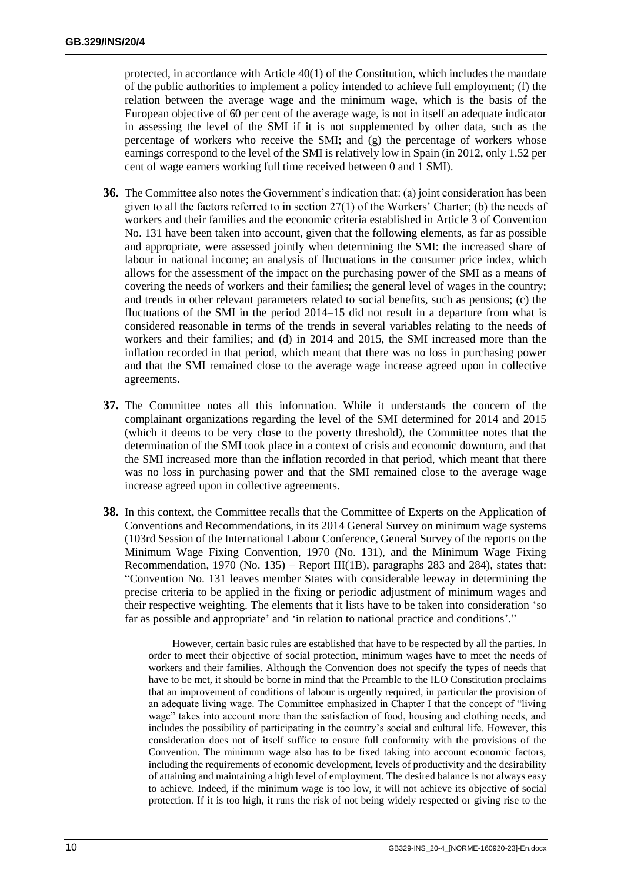protected, in accordance with Article 40(1) of the Constitution, which includes the mandate of the public authorities to implement a policy intended to achieve full employment; (f) the relation between the average wage and the minimum wage, which is the basis of the European objective of 60 per cent of the average wage, is not in itself an adequate indicator in assessing the level of the SMI if it is not supplemented by other data, such as the percentage of workers who receive the SMI; and (g) the percentage of workers whose earnings correspond to the level of the SMI is relatively low in Spain (in 2012, only 1.52 per cent of wage earners working full time received between 0 and 1 SMI).

**36.** The Committee also notes the Government's indication that: (a) joint consideration has been given to all the factors referred to in section 27(1) of the Workers' Charter; (b) the needs of workers and their families and the economic criteria established in Article 3 of Convention No. 131 have been taken into account, given that the following elements, as far as possible and appropriate, were assessed jointly when determining the SMI: the increased share of labour in national income; an analysis of fluctuations in the consumer price index, which allows for the assessment of the impact on the purchasing power of the SMI as a means of covering the needs of workers and their families; the general level of wages in the country; and trends in other relevant parameters related to social benefits, such as pensions; (c) the fluctuations of the SMI in the period 2014–15 did not result in a departure from what is considered reasonable in terms of the trends in several variables relating to the needs of workers and their families; and (d) in 2014 and 2015, the SMI increased more than the inflation recorded in that period, which meant that there was no loss in purchasing power and that the SMI remained close to the average wage increase agreed upon in collective agreements.

**37.** The Committee notes all this information. While it understands the concern of the complainant organizations regarding the level of the SMI determined for 2014 and 2015 (which it deems to be very close to the poverty threshold), the Committee notes that the determination of the SMI took place in a context of crisis and economic downturn, and that the SMI increased more than the inflation recorded in that period, which meant that there was no loss in purchasing power and that the SMI remained close to the average wage increase agreed upon in collective agreements.

**38.** In this context, the Committee recalls that the Committee of Experts on the Application of Conventions and Recommendations, in its 2014 General Survey on minimum wage systems (103rd Session of the International Labour Conference, General Survey of the reports on the Minimum Wage Fixing Convention, 1970 (No. 131), and the Minimum Wage Fixing Recommendation, 1970 (No. 135) – Report III(1B), paragraphs 283 and 284), states that: "Convention No. 131 leaves member States with considerable leeway in determining the precise criteria to be applied in the fixing or periodic adjustment of minimum wages and their respective weighting. The elements that it lists have to be taken into consideration 'so far as possible and appropriate' and 'in relation to national practice and conditions'."

> However, certain basic rules are established that have to be respected by all the parties. In order to meet their objective of social protection, minimum wages have to meet the needs of workers and their families. Although the Convention does not specify the types of needs that have to be met, it should be borne in mind that the Preamble to the ILO Constitution proclaims that an improvement of conditions of labour is urgently required, in particular the provision of an adequate living wage. The Committee emphasized in Chapter I that the concept of "living wage" takes into account more than the satisfaction of food, housing and clothing needs, and includes the possibility of participating in the country's social and cultural life. However, this consideration does not of itself suffice to ensure full conformity with the provisions of the Convention. The minimum wage also has to be fixed taking into account economic factors, including the requirements of economic development, levels of productivity and the desirability of attaining and maintaining a high level of employment. The desired balance is not always easy to achieve. Indeed, if the minimum wage is too low, it will not achieve its objective of social protection. If it is too high, it runs the risk of not being widely respected or giving rise to the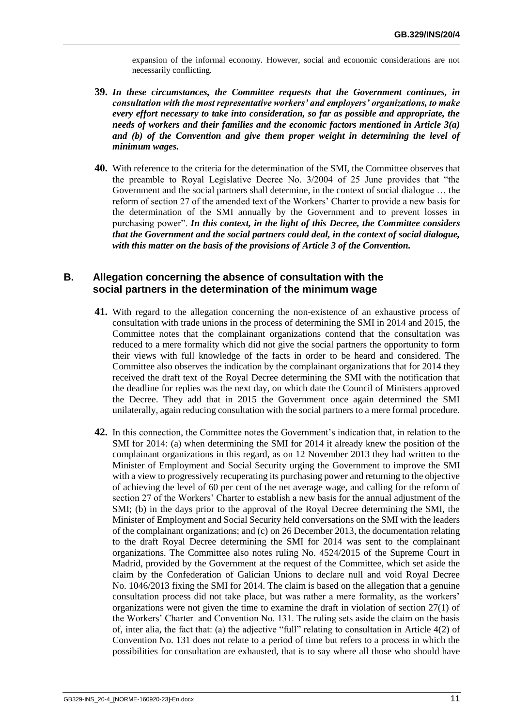expansion of the informal economy. However, social and economic considerations are not necessarily conflicting.

**39.** ***In these circumstances, the Committee requests that the Government continues, in consultation with the most representative workers' and employers' organizations, to make every effort necessary to take into consideration, so far as possible and appropriate, the needs of workers and their families and the economic factors mentioned in Article 3(a) and (b) of the Convention and give them proper weight in determining the level of minimum wages.***

**40.** With reference to the criteria for the determination of the SMI, the Committee observes that the preamble to Royal Legislative Decree No. 3/2004 of 25 June provides that "the Government and the social partners shall determine, in the context of social dialogue … the reform of section 27 of the amended text of the Workers' Charter to provide a new basis for the determination of the SMI annually by the Government and to prevent losses in purchasing power". ***In this context, in the light of this Decree, the Committee considers that the Government and the social partners could deal, in the context of social dialogue, with this matter on the basis of the provisions of Article 3 of the Convention.***

## B. Allegation concerning the absence of consultation with the social partners in the determination of the minimum wage

**41.** With regard to the allegation concerning the non-existence of an exhaustive process of consultation with trade unions in the process of determining the SMI in 2014 and 2015, the Committee notes that the complainant organizations contend that the consultation was reduced to a mere formality which did not give the social partners the opportunity to form their views with full knowledge of the facts in order to be heard and considered. The Committee also observes the indication by the complainant organizations that for 2014 they received the draft text of the Royal Decree determining the SMI with the notification that the deadline for replies was the next day, on which date the Council of Ministers approved the Decree. They add that in 2015 the Government once again determined the SMI unilaterally, again reducing consultation with the social partners to a mere formal procedure.

**42.** In this connection, the Committee notes the Government's indication that, in relation to the SMI for 2014: (a) when determining the SMI for 2014 it already knew the position of the complainant organizations in this regard, as on 12 November 2013 they had written to the Minister of Employment and Social Security urging the Government to improve the SMI with a view to progressively recuperating its purchasing power and returning to the objective of achieving the level of 60 per cent of the net average wage, and calling for the reform of section 27 of the Workers' Charter to establish a new basis for the annual adjustment of the SMI; (b) in the days prior to the approval of the Royal Decree determining the SMI, the Minister of Employment and Social Security held conversations on the SMI with the leaders of the complainant organizations; and (c) on 26 December 2013, the documentation relating to the draft Royal Decree determining the SMI for 2014 was sent to the complainant organizations. The Committee also notes ruling No. 4524/2015 of the Supreme Court in Madrid, provided by the Government at the request of the Committee, which set aside the claim by the Confederation of Galician Unions to declare null and void Royal Decree No. 1046/2013 fixing the SMI for 2014. The claim is based on the allegation that a genuine consultation process did not take place, but was rather a mere formality, as the workers' organizations were not given the time to examine the draft in violation of section 27(1) of the Workers' Charter and Convention No. 131. The ruling sets aside the claim on the basis of, inter alia, the fact that: (a) the adjective "full" relating to consultation in Article 4(2) of Convention No. 131 does not relate to a period of time but refers to a process in which the possibilities for consultation are exhausted, that is to say where all those who should have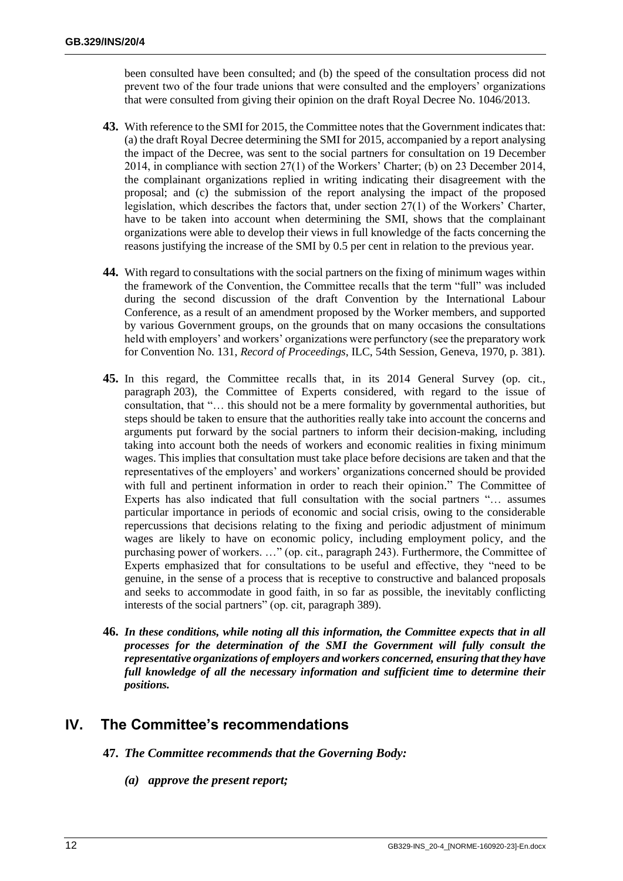been consulted have been consulted; and (b) the speed of the consultation process did not prevent two of the four trade unions that were consulted and the employers' organizations that were consulted from giving their opinion on the draft Royal Decree No. 1046/2013.

**43.** With reference to the SMI for 2015, the Committee notes that the Government indicates that: (a) the draft Royal Decree determining the SMI for 2015, accompanied by a report analysing the impact of the Decree, was sent to the social partners for consultation on 19 December 2014, in compliance with section 27(1) of the Workers' Charter; (b) on 23 December 2014, the complainant organizations replied in writing indicating their disagreement with the proposal; and (c) the submission of the report analysing the impact of the proposed legislation, which describes the factors that, under section 27(1) of the Workers' Charter, have to be taken into account when determining the SMI, shows that the complainant organizations were able to develop their views in full knowledge of the facts concerning the reasons justifying the increase of the SMI by 0.5 per cent in relation to the previous year.

**44.** With regard to consultations with the social partners on the fixing of minimum wages within the framework of the Convention, the Committee recalls that the term "full" was included during the second discussion of the draft Convention by the International Labour Conference, as a result of an amendment proposed by the Worker members, and supported by various Government groups, on the grounds that on many occasions the consultations held with employers' and workers' organizations were perfunctory (see the preparatory work for Convention No. 131, *Record of Proceedings*, ILC, 54th Session, Geneva, 1970, p. 381).

**45.** In this regard, the Committee recalls that, in its 2014 General Survey (op. cit., paragraph 203), the Committee of Experts considered, with regard to the issue of consultation, that "… this should not be a mere formality by governmental authorities, but steps should be taken to ensure that the authorities really take into account the concerns and arguments put forward by the social partners to inform their decision-making, including taking into account both the needs of workers and economic realities in fixing minimum wages. This implies that consultation must take place before decisions are taken and that the representatives of the employers' and workers' organizations concerned should be provided with full and pertinent information in order to reach their opinion." The Committee of Experts has also indicated that full consultation with the social partners "… assumes particular importance in periods of economic and social crisis, owing to the considerable repercussions that decisions relating to the fixing and periodic adjustment of minimum wages are likely to have on economic policy, including employment policy, and the purchasing power of workers. …" (op. cit., paragraph 243). Furthermore, the Committee of Experts emphasized that for consultations to be useful and effective, they "need to be genuine, in the sense of a process that is receptive to constructive and balanced proposals and seeks to accommodate in good faith, in so far as possible, the inevitably conflicting interests of the social partners" (op. cit, paragraph 389).

**46.** ***In these conditions, while noting all this information, the Committee expects that in all processes for the determination of the SMI the Government will fully consult the representative organizations of employers and workers concerned, ensuring that they have full knowledge of all the necessary information and sufficient time to determine their positions.***

## IV. The Committee's recommendations

**47.** ***The Committee recommends that the Governing Body:***

***(a) approve the present report;***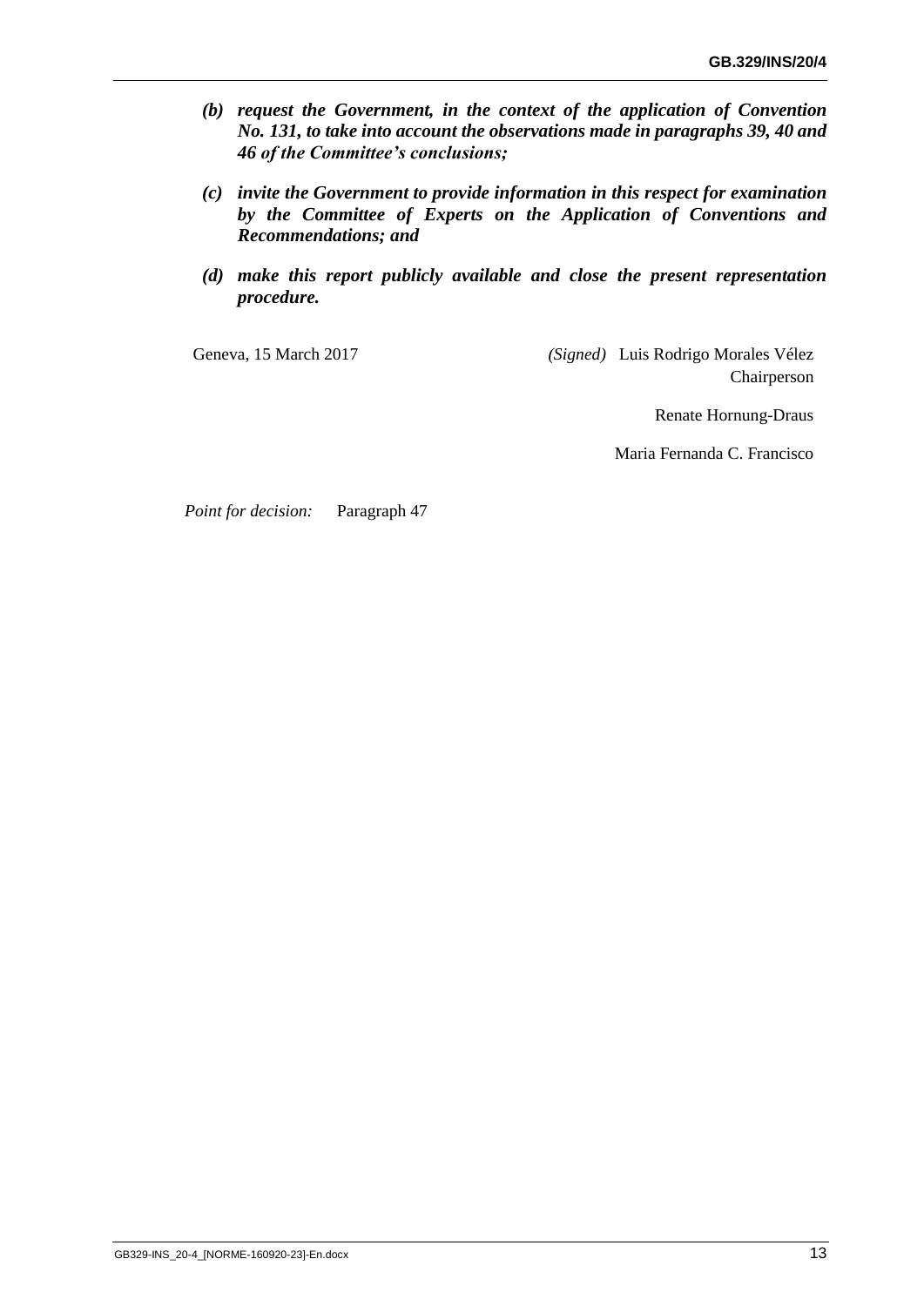*__(b) request the Government, in the context of the application of Convention No. 131, to take into account the observations made in paragraphs 39, 40 and 46 of the Committee's conclusions;__*

*__(c) invite the Government to provide information in this respect for examination by the Committee of Experts on the Application of Conventions and Recommendations; and__*

*__(d) make this report publicly available and close the present representation procedure.__*

Geneva, 15 March 2017

*(Signed)* Luis Rodrigo Morales Vélez
Chairperson

Renate Hornung-Draus

Maria Fernanda C. Francisco

*Point for decision:* Paragraph 47